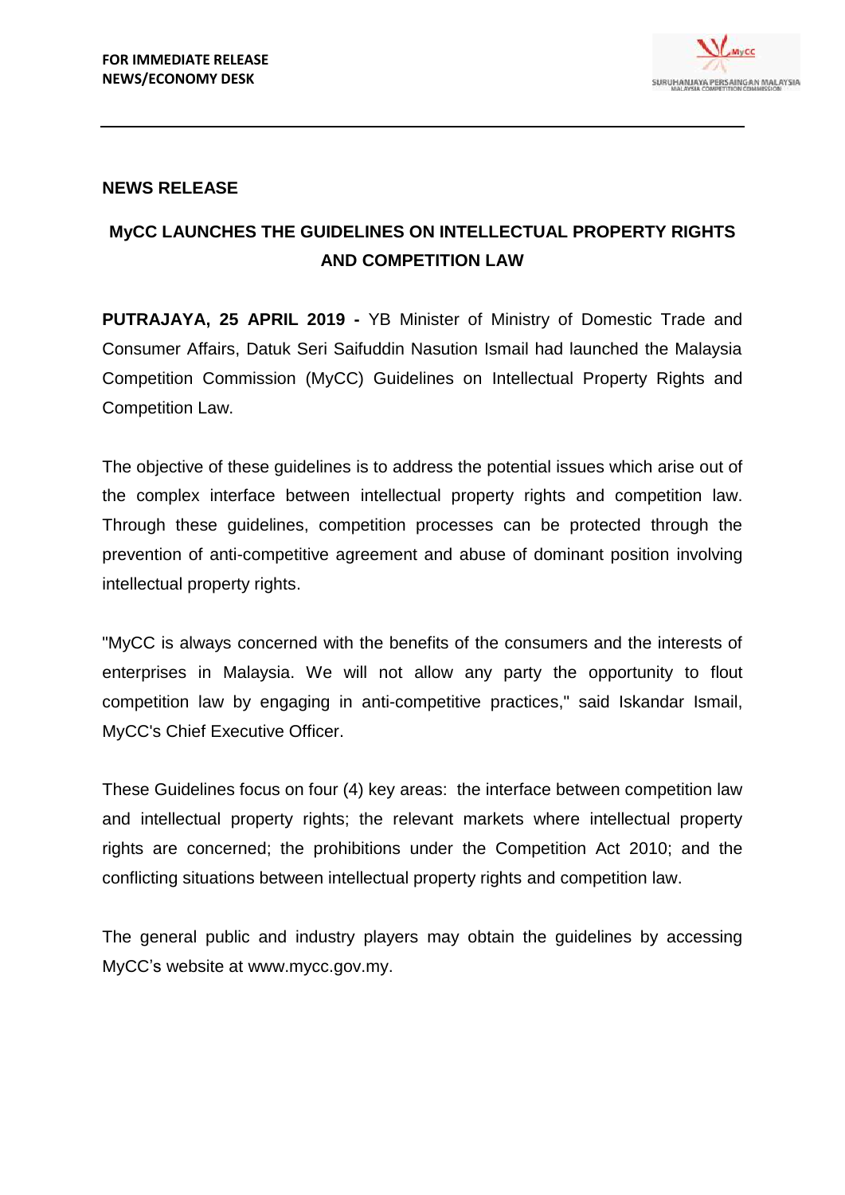**FOR IMMEDIATE RELEASE**
**NEWS/ECONOMY DESK**

**NEWS RELEASE**

## MyCC LAUNCHES THE GUIDELINES ON INTELLECTUAL PROPERTY RIGHTS AND COMPETITION LAW

**PUTRAJAYA, 25 APRIL 2019 -** YB Minister of Ministry of Domestic Trade and Consumer Affairs, Datuk Seri Saifuddin Nasution Ismail had launched the Malaysia Competition Commission (MyCC) Guidelines on Intellectual Property Rights and Competition Law.

The objective of these guidelines is to address the potential issues which arise out of the complex interface between intellectual property rights and competition law. Through these guidelines, competition processes can be protected through the prevention of anti-competitive agreement and abuse of dominant position involving intellectual property rights.

"MyCC is always concerned with the benefits of the consumers and the interests of enterprises in Malaysia. We will not allow any party the opportunity to flout competition law by engaging in anti-competitive practices," said Iskandar Ismail, MyCC's Chief Executive Officer.

These Guidelines focus on four (4) key areas: the interface between competition law and intellectual property rights; the relevant markets where intellectual property rights are concerned; the prohibitions under the Competition Act 2010; and the conflicting situations between intellectual property rights and competition law.

The general public and industry players may obtain the guidelines by accessing MyCC's website at www.mycc.gov.my.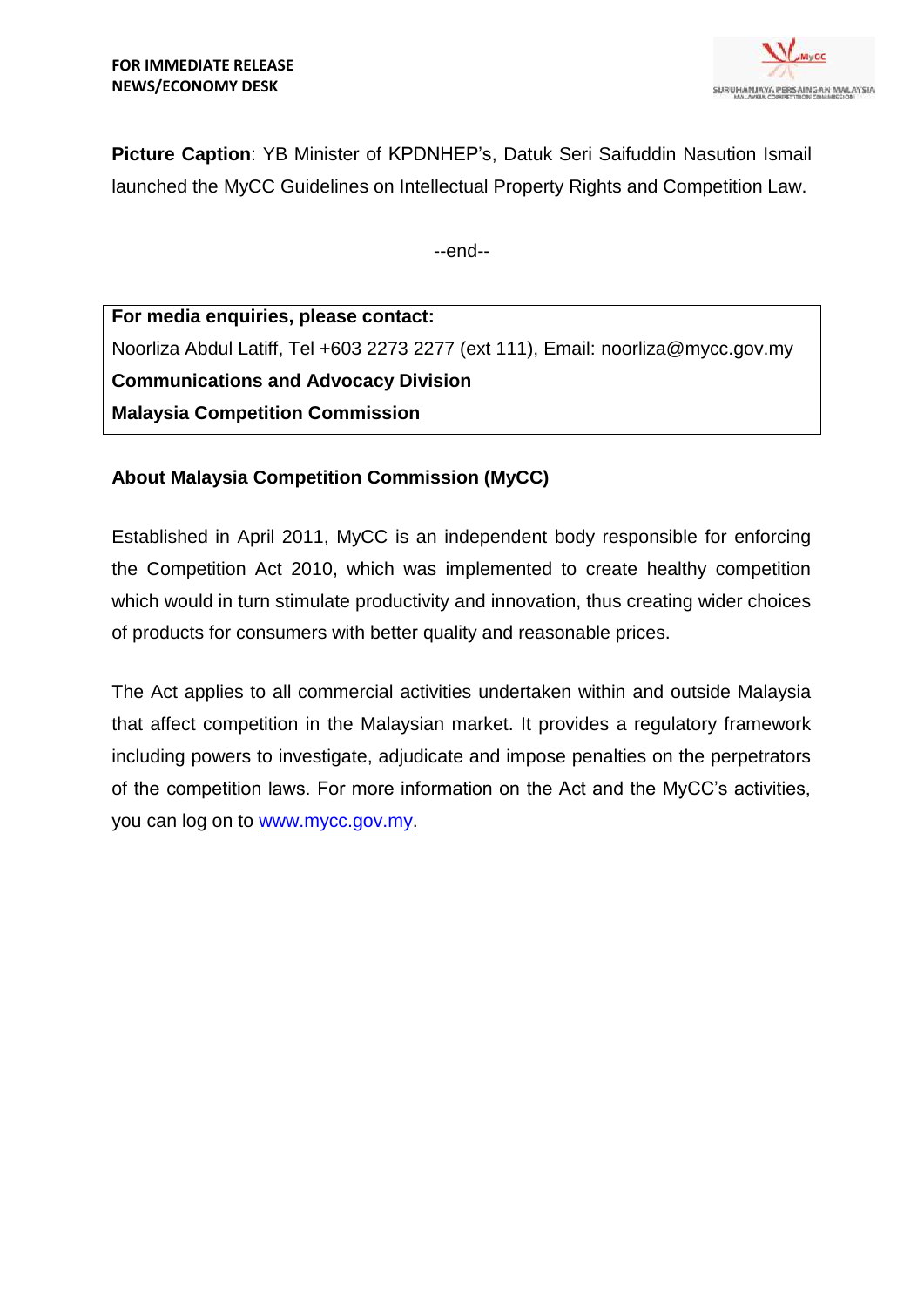**FOR IMMEDIATE RELEASE**
**NEWS/ECONOMY DESK**

**Picture Caption**: YB Minister of KPDNHEP's, Datuk Seri Saifuddin Nasution Ismail launched the MyCC Guidelines on Intellectual Property Rights and Competition Law.

--end--

| |
|---|
| **For media enquiries, please contact:** |
| Noorliza Abdul Latiff, Tel +603 2273 2277 (ext 111), Email: noorliza@mycc.gov.my |
| **Communications and Advocacy Division** |
| **Malaysia Competition Commission** |

**About Malaysia Competition Commission (MyCC)**

Established in April 2011, MyCC is an independent body responsible for enforcing the Competition Act 2010, which was implemented to create healthy competition which would in turn stimulate productivity and innovation, thus creating wider choices of products for consumers with better quality and reasonable prices.

The Act applies to all commercial activities undertaken within and outside Malaysia that affect competition in the Malaysian market. It provides a regulatory framework including powers to investigate, adjudicate and impose penalties on the perpetrators of the competition laws. For more information on the Act and the MyCC's activities, you can log on to www.mycc.gov.my.